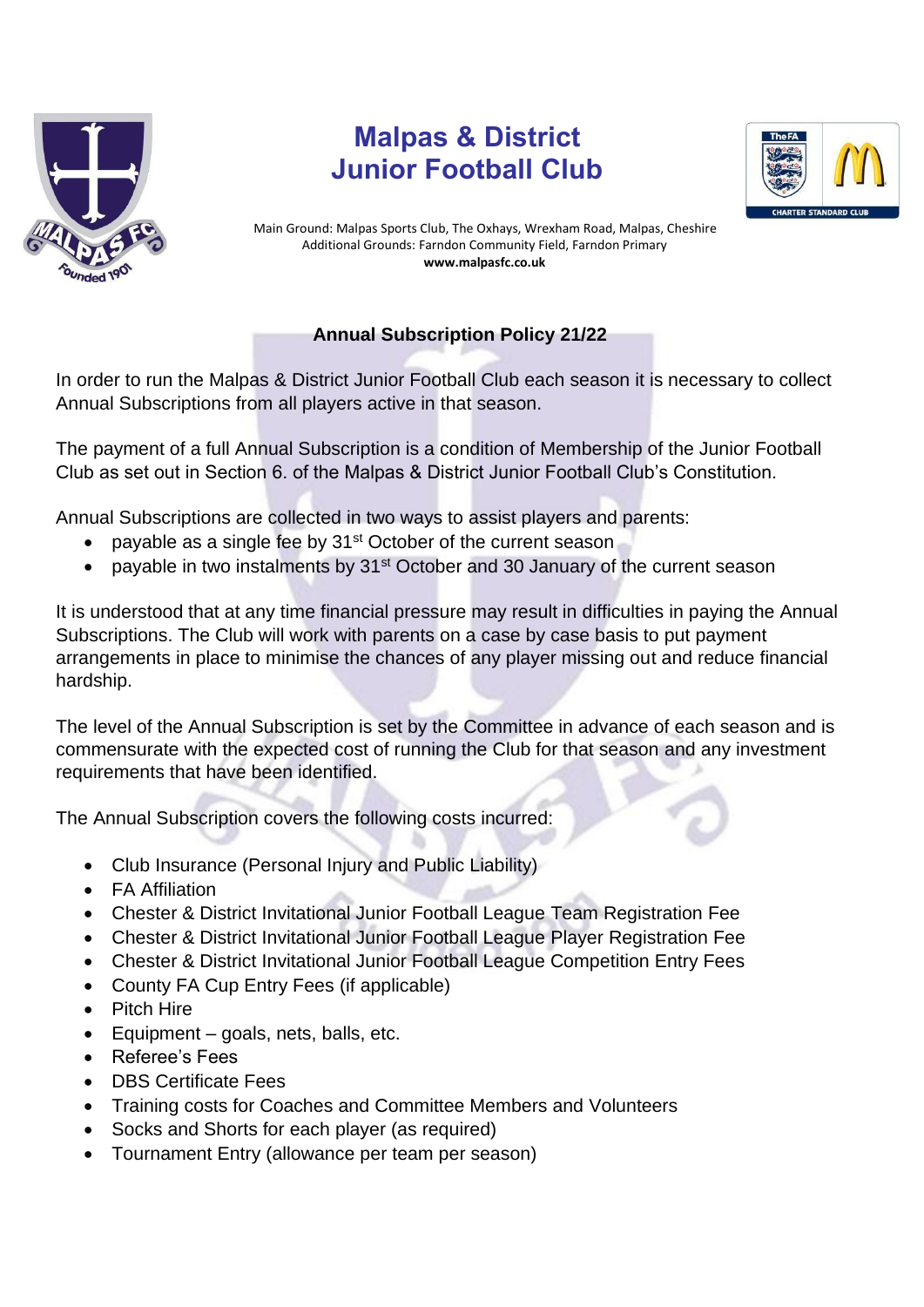# Malpas & District Junior Football Club

Main Ground: Malpas Sports Club, The Oxhays, Wrexham Road, Malpas, Cheshire
Additional Grounds: Farndon Community Field, Farndon Primary
**www.malpasfc.co.uk**

## Annual Subscription Policy 21/22

In order to run the Malpas & District Junior Football Club each season it is necessary to collect Annual Subscriptions from all players active in that season.

The payment of a full Annual Subscription is a condition of Membership of the Junior Football Club as set out in Section 6. of the Malpas & District Junior Football Club's Constitution.

Annual Subscriptions are collected in two ways to assist players and parents:

- payable as a single fee by 31st October of the current season
- payable in two instalments by 31st October and 30 January of the current season

It is understood that at any time financial pressure may result in difficulties in paying the Annual Subscriptions. The Club will work with parents on a case by case basis to put payment arrangements in place to minimise the chances of any player missing out and reduce financial hardship.

The level of the Annual Subscription is set by the Committee in advance of each season and is commensurate with the expected cost of running the Club for that season and any investment requirements that have been identified.

The Annual Subscription covers the following costs incurred:

- Club Insurance (Personal Injury and Public Liability)
- FA Affiliation
- Chester & District Invitational Junior Football League Team Registration Fee
- Chester & District Invitational Junior Football League Player Registration Fee
- Chester & District Invitational Junior Football League Competition Entry Fees
- County FA Cup Entry Fees (if applicable)
- Pitch Hire
- Equipment – goals, nets, balls, etc.
- Referee's Fees
- DBS Certificate Fees
- Training costs for Coaches and Committee Members and Volunteers
- Socks and Shorts for each player (as required)
- Tournament Entry (allowance per team per season)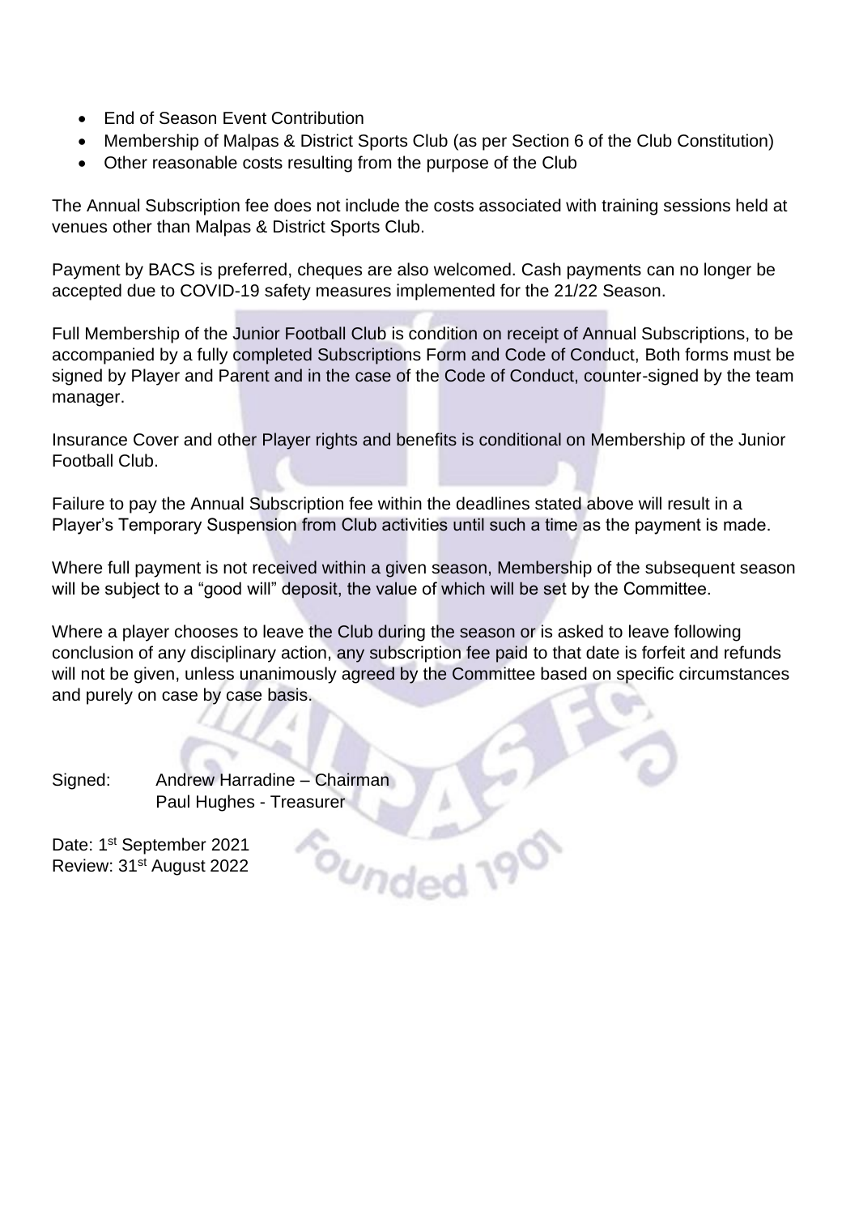- End of Season Event Contribution
- Membership of Malpas & District Sports Club (as per Section 6 of the Club Constitution)
- Other reasonable costs resulting from the purpose of the Club

The Annual Subscription fee does not include the costs associated with training sessions held at venues other than Malpas & District Sports Club.

Payment by BACS is preferred, cheques are also welcomed. Cash payments can no longer be accepted due to COVID-19 safety measures implemented for the 21/22 Season.

Full Membership of the Junior Football Club is condition on receipt of Annual Subscriptions, to be accompanied by a fully completed Subscriptions Form and Code of Conduct, Both forms must be signed by Player and Parent and in the case of the Code of Conduct, counter-signed by the team manager.

Insurance Cover and other Player rights and benefits is conditional on Membership of the Junior Football Club.

Failure to pay the Annual Subscription fee within the deadlines stated above will result in a Player's Temporary Suspension from Club activities until such a time as the payment is made.

Where full payment is not received within a given season, Membership of the subsequent season will be subject to a "good will" deposit, the value of which will be set by the Committee.

Where a player chooses to leave the Club during the season or is asked to leave following conclusion of any disciplinary action, any subscription fee paid to that date is forfeit and refunds will not be given, unless unanimously agreed by the Committee based on specific circumstances and purely on case by case basis.

Signed: Andrew Harradine – Chairman
Paul Hughes - Treasurer

Date: 1st September 2021
Review: 31st August 2022